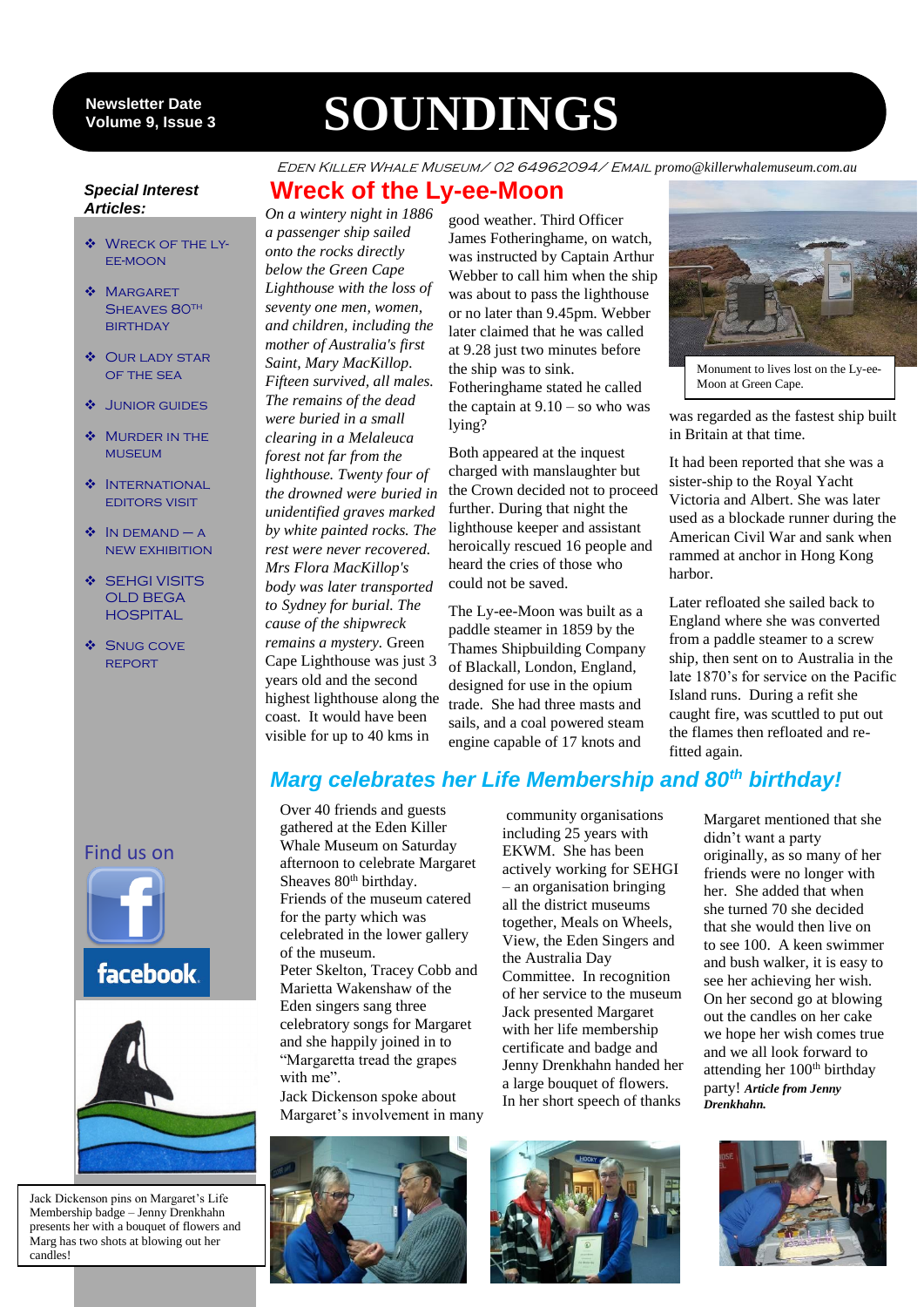Newsletter Date
Volume 9, Issue 3

# SOUNDINGS

EDEN KILLER WHALE MUSEUM / 02 64962094 / EMAIL promo@killerwhalemuseum.com.au

***Special Interest Articles:***

- Wreck of the Ly-ee-Moon
- Margaret Sheaves 80th birthday
- Our Lady Star of the Sea
- Junior Guides
- Murder in the Museum
- International Editors visit
- In Demand – a new exhibition
- SEHGI visits Old Bega Hospital
- Snug Cove report

Find us on

facebook

## Wreck of the Ly-ee-Moon

*On a wintery night in 1886 a passenger ship sailed onto the rocks directly below the Green Cape Lighthouse with the loss of seventy one men, women, and children, including the mother of Australia's first Saint, Mary MacKillop. Fifteen survived, all males. The remains of the dead were buried in a small clearing in a Melaleuca forest not far from the lighthouse. Twenty four of the drowned were buried in unidentified graves marked by white painted rocks. The rest were never recovered. Mrs Flora MacKillop's body was later transported to Sydney for burial. The cause of the shipwreck remains a mystery.* Green Cape Lighthouse was just 3 years old and the second highest lighthouse along the coast. It would have been visible for up to 40 kms in good weather. Third Officer James Fotheringhame, on watch, was instructed by Captain Arthur Webber to call him when the ship was about to pass the lighthouse or no later than 9.45pm. Webber later claimed that he was called at 9.28 just two minutes before the ship was to sink. Fotheringhame stated he called the captain at 9.10 – so who was lying?

Both appeared at the inquest charged with manslaughter but the Crown decided not to proceed further. During that night the lighthouse keeper and assistant heroically rescued 16 people and heard the cries of those who could not be saved.

The Ly-ee-Moon was built as a paddle steamer in 1859 by the Thames Shipbuilding Company of Blackall, London, England, designed for use in the opium trade. She had three masts and sails, and a coal powered steam engine capable of 17 knots and was regarded as the fastest ship built in Britain at that time.

Monument to lives lost on the Ly-ee-Moon at Green Cape.

It had been reported that she was a sister-ship to the Royal Yacht Victoria and Albert. She was later used as a blockade runner during the American Civil War and sank when rammed at anchor in Hong Kong harbor.

Later refloated she sailed back to England where she was converted from a paddle steamer to a screw ship, then sent on to Australia in the late 1870's for service on the Pacific Island runs. During a refit she caught fire, was scuttled to put out the flames then refloated and re-fitted again.

## Marg celebrates her Life Membership and 80th birthday!

Over 40 friends and guests gathered at the Eden Killer Whale Museum on Saturday afternoon to celebrate Margaret Sheaves 80th birthday.
Friends of the museum catered for the party which was celebrated in the lower gallery of the museum.
Peter Skelton, Tracey Cobb and Marietta Wakenshaw of the Eden singers sang three celebratory songs for Margaret and she happily joined in to "Margaretta tread the grapes with me".
Jack Dickenson spoke about Margaret's involvement in many community organisations including 25 years with EKWM. She has been actively working for SEHGI – an organisation bringing all the district museums together, Meals on Wheels, View, the Eden Singers and the Australia Day Committee. In recognition of her service to the museum Jack presented Margaret with her life membership certificate and badge and Jenny Drenkhahn handed her a large bouquet of flowers. In her short speech of thanks Margaret mentioned that she didn't want a party originally, as so many of her friends were no longer with her. She added that when she turned 70 she decided that she would then live on to see 100. A keen swimmer and bush walker, it is easy to see her achieving her wish. On her second go at blowing out the candles on her cake we hope her wish comes true and we all look forward to attending her 100th birthday party! ***Article from Jenny Drenkhahn.***

Jack Dickenson pins on Margaret's Life Membership badge – Jenny Drenkhahn presents her with a bouquet of flowers and Marg has two shots at blowing out her candles!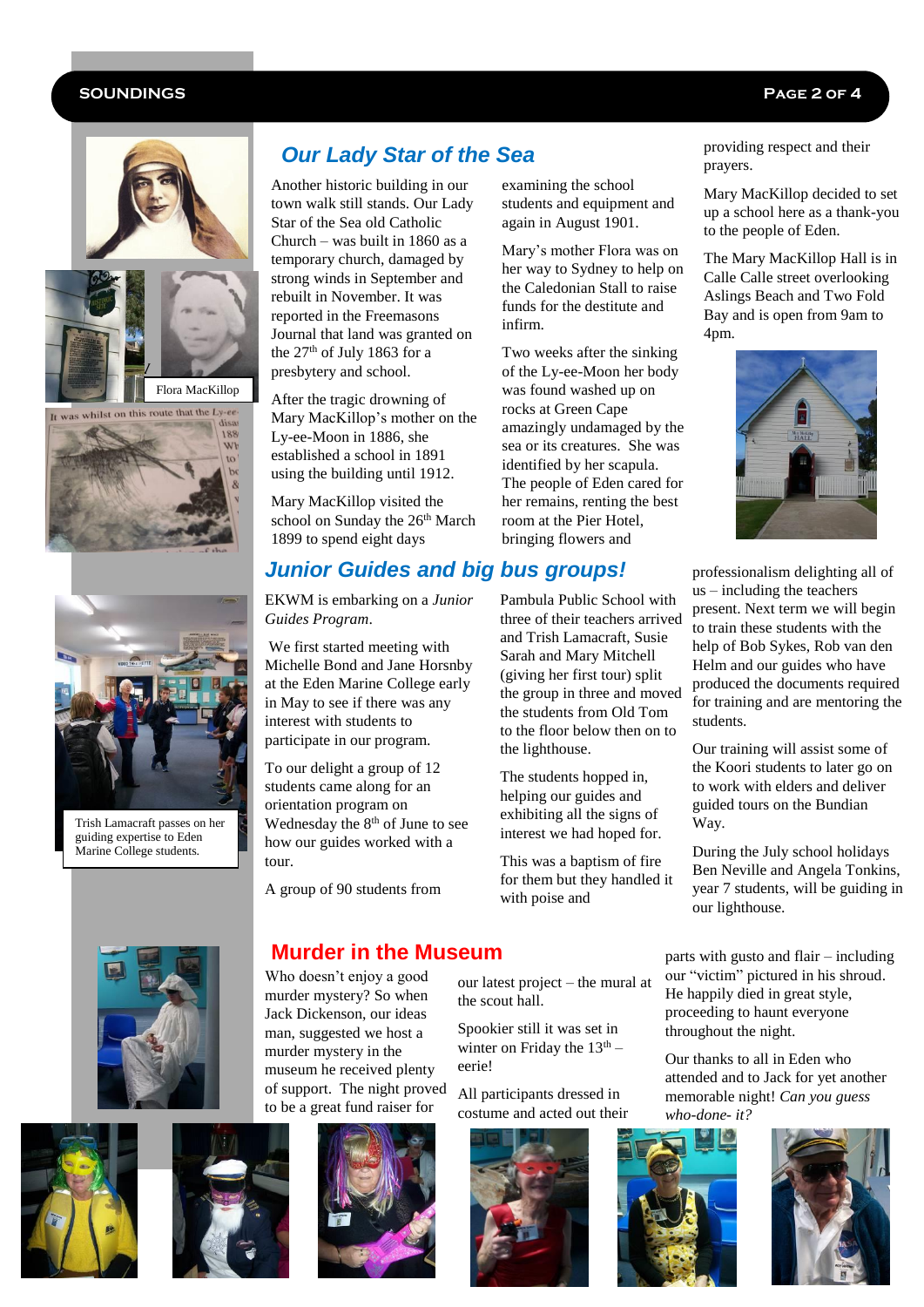## Our Lady Star of the Sea

Another historic building in our town walk still stands. Our Lady Star of the Sea old Catholic Church – was built in 1860 as a temporary church, damaged by strong winds in September and rebuilt in November. It was reported in the Freemasons Journal that land was granted on the 27th of July 1863 for a presbytery and school.

After the tragic drowning of Mary MacKillop's mother on the Ly-ee-Moon in 1886, she established a school in 1891 using the building until 1912.

Mary MacKillop visited the school on Sunday the 26th March 1899 to spend eight days examining the school students and equipment and again in August 1901.

Mary's mother Flora was on her way to Sydney to help on the Caledonian Stall to raise funds for the destitute and infirm.

Two weeks after the sinking of the Ly-ee-Moon her body was found washed up on rocks at Green Cape amazingly undamaged by the sea or its creatures. She was identified by her scapula. The people of Eden cared for her remains, renting the best room at the Pier Hotel, bringing flowers and providing respect and their prayers.

Mary MacKillop decided to set up a school here as a thank-you to the people of Eden.

The Mary MacKillop Hall is in Calle Calle street overlooking Aslings Beach and Two Fold Bay and is open from 9am to 4pm.

Flora MacKillop

## Junior Guides and big bus groups!

EKWM is embarking on a *Junior Guides Program*.

We first started meeting with Michelle Bond and Jane Horsnby at the Eden Marine College early in May to see if there was any interest with students to participate in our program.

To our delight a group of 12 students came along for an orientation program on Wednesday the 8th of June to see how our guides worked with a tour.

A group of 90 students from Pambula Public School with three of their teachers arrived and Trish Lamacraft, Susie Sarah and Mary Mitchell (giving her first tour) split the group in three and moved the students from Old Tom to the floor below then on to the lighthouse.

The students hopped in, helping our guides and exhibiting all the signs of interest we had hoped for.

This was a baptism of fire for them but they handled it with poise and professionalism delighting all of us – including the teachers present. Next term we will begin to train these students with the help of Bob Sykes, Rob van den Helm and our guides who have produced the documents required for training and are mentoring the students.

Our training will assist some of the Koori students to later go on to work with elders and deliver guided tours on the Bundian Way.

During the July school holidays Ben Neville and Angela Tonkins, year 7 students, will be guiding in our lighthouse.

Trish Lamacraft passes on her guiding expertise to Eden Marine College students.

## Murder in the Museum

Who doesn't enjoy a good murder mystery? So when Jack Dickenson, our ideas man, suggested we host a murder mystery in the museum he received plenty of support. The night proved to be a great fund raiser for our latest project – the mural at the scout hall.

Spookier still it was set in winter on Friday the 13th – eerie!

All participants dressed in costume and acted out their parts with gusto and flair – including our "victim" pictured in his shroud. He happily died in great style, proceeding to haunt everyone throughout the night.

Our thanks to all in Eden who attended and to Jack for yet another memorable night! *Can you guess who-done- it?*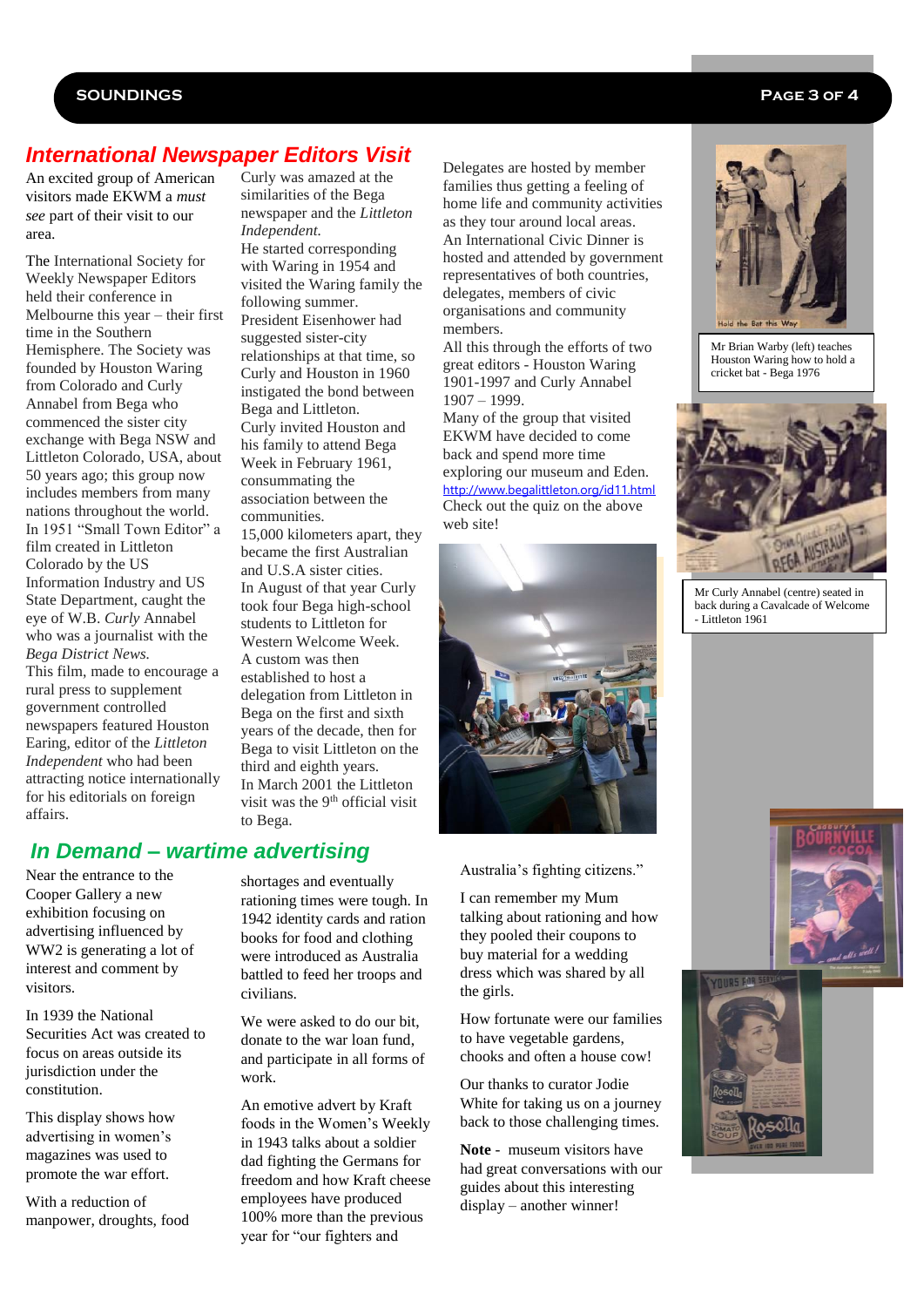## International Newspaper Editors Visit

An excited group of American visitors made EKWM a *must see* part of their visit to our area.

The International Society for Weekly Newspaper Editors held their conference in Melbourne this year – their first time in the Southern Hemisphere. The Society was founded by Houston Waring from Colorado and Curly Annabel from Bega who commenced the sister city exchange with Bega NSW and Littleton Colorado, USA, about 50 years ago; this group now includes members from many nations throughout the world.

In 1951 "Small Town Editor" a film created in Littleton Colorado by the US Information Industry and US State Department, caught the eye of W.B. *Curly* Annabel who was a journalist with the *Bega District News*.

This film, made to encourage a rural press to supplement government controlled newspapers featured Houston Earing, editor of the *Littleton Independent* who had been attracting notice internationally for his editorials on foreign affairs.

Curly was amazed at the similarities of the Bega newspaper and the *Littleton Independent.*

He started corresponding with Waring in 1954 and visited the Waring family the following summer.

President Eisenhower had suggested sister-city relationships at that time, so Curly and Houston in 1960 instigated the bond between Bega and Littleton.

Curly invited Houston and his family to attend Bega Week in February 1961, consummating the association between the communities.

15,000 kilometers apart, they became the first Australian and U.S.A sister cities.

In August of that year Curly took four Bega high-school students to Littleton for Western Welcome Week.

A custom was then established to host a delegation from Littleton in Bega on the first and sixth years of the decade, then for Bega to visit Littleton on the third and eighth years.

In March 2001 the Littleton visit was the 9th official visit to Bega.

Delegates are hosted by member families thus getting a feeling of home life and community activities as they tour around local areas.

An International Civic Dinner is hosted and attended by government representatives of both countries, delegates, members of civic organisations and community members.

All this through the efforts of two great editors - Houston Waring 1901-1997 and Curly Annabel 1907 – 1999.

Many of the group that visited EKWM have decided to come back and spend more time exploring our museum and Eden.

http://www.begalittleton.org/id11.html

Check out the quiz on the above web site!

Mr Brian Warby (left) teaches Houston Waring how to hold a cricket bat - Bega 1976

Mr Curly Annabel (centre) seated in back during a Cavalcade of Welcome - Littleton 1961

## In Demand – wartime advertising

Near the entrance to the Cooper Gallery a new exhibition focusing on advertising influenced by WW2 is generating a lot of interest and comment by visitors.

In 1939 the National Securities Act was created to focus on areas outside its jurisdiction under the constitution.

This display shows how advertising in women's magazines was used to promote the war effort.

With a reduction of manpower, droughts, food shortages and eventually rationing times were tough. In 1942 identity cards and ration books for food and clothing were introduced as Australia battled to feed her troops and civilians.

We were asked to do our bit, donate to the war loan fund, and participate in all forms of work.

An emotive advert by Kraft foods in the Women's Weekly in 1943 talks about a soldier dad fighting the Germans for freedom and how Kraft cheese employees have produced 100% more than the previous year for "our fighters and Australia's fighting citizens."

I can remember my Mum talking about rationing and how they pooled their coupons to buy material for a wedding dress which was shared by all the girls.

How fortunate were our families to have vegetable gardens, chooks and often a house cow!

Our thanks to curator Jodie White for taking us on a journey back to those challenging times.

**Note** - museum visitors have had great conversations with our guides about this interesting display – another winner!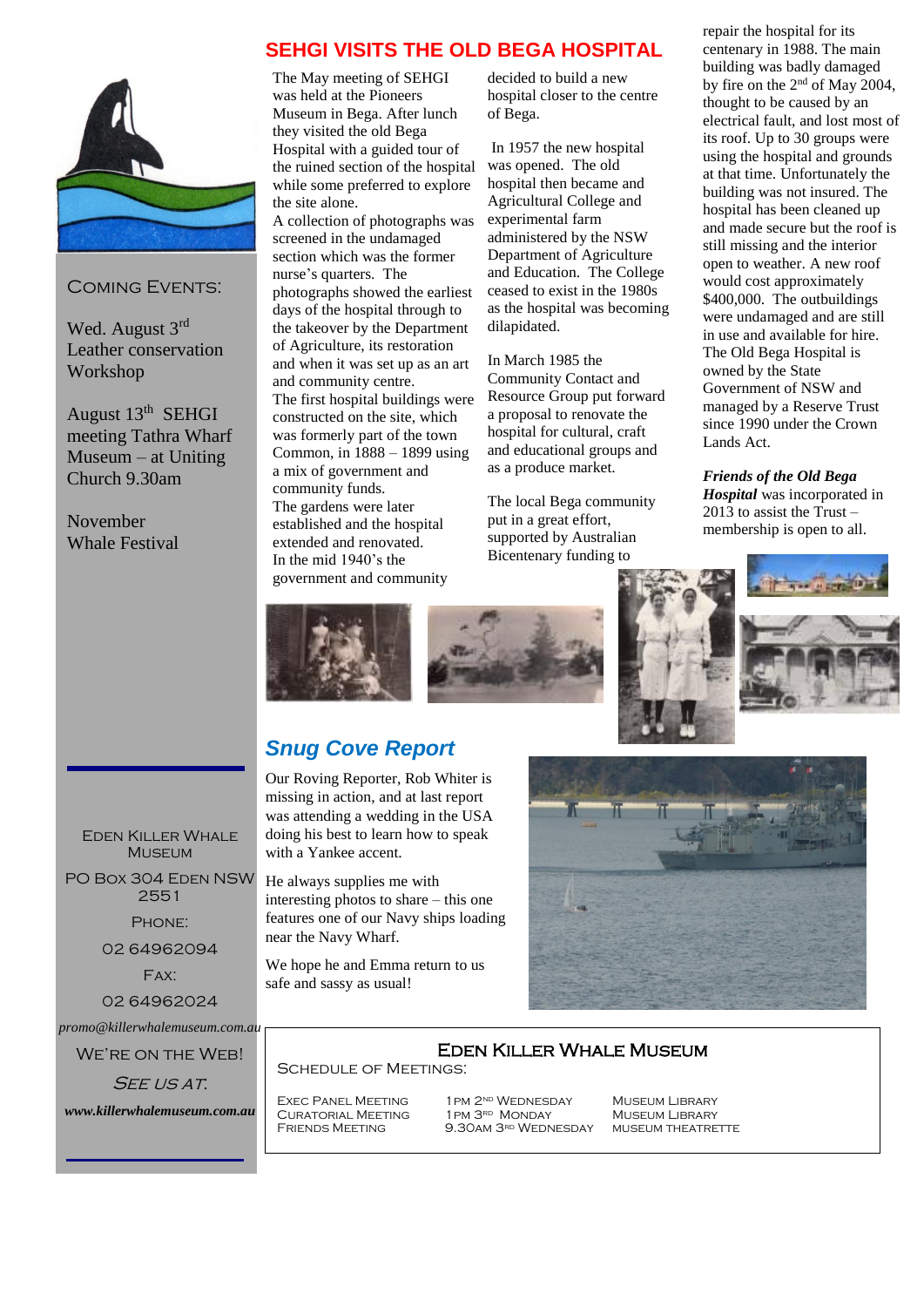## SEHGI VISITS THE OLD BEGA HOSPITAL

The May meeting of SEHGI was held at the Pioneers Museum in Bega. After lunch they visited the old Bega Hospital with a guided tour of the ruined section of the hospital while some preferred to explore the site alone.

A collection of photographs was screened in the undamaged section which was the former nurse's quarters. The photographs showed the earliest days of the hospital through to the takeover by the Department of Agriculture, its restoration and when it was set up as an art and community centre.

The first hospital buildings were constructed on the site, which was formerly part of the town Common, in 1888 – 1899 using a mix of government and community funds.

The gardens were later established and the hospital extended and renovated.

In the mid 1940's the government and community decided to build a new hospital closer to the centre of Bega.

In 1957 the new hospital was opened. The old hospital then became and Agricultural College and experimental farm administered by the NSW Department of Agriculture and Education. The College ceased to exist in the 1980s as the hospital was becoming dilapidated.

In March 1985 the Community Contact and Resource Group put forward a proposal to renovate the hospital for cultural, craft and educational groups and as a produce market.

The local Bega community put in a great effort, supported by Australian Bicentenary funding to repair the hospital for its centenary in 1988. The main building was badly damaged by fire on the 2nd of May 2004, thought to be caused by an electrical fault, and lost most of its roof. Up to 30 groups were using the hospital and grounds at that time. Unfortunately the building was not insured. The hospital has been cleaned up and made secure but the roof is still missing and the interior open to weather. A new roof would cost approximately $400,000. The outbuildings were undamaged and are still in use and available for hire.

The Old Bega Hospital is owned by the State Government of NSW and managed by a Reserve Trust since 1990 under the Crown Lands Act.

***Friends of the Old Bega Hospital*** was incorporated in 2013 to assist the Trust – membership is open to all.

## *Snug Cove Report*

Our Roving Reporter, Rob Whiter is missing in action, and at last report was attending a wedding in the USA doing his best to learn how to speak with a Yankee accent.

He always supplies me with interesting photos to share – this one features one of our Navy ships loading near the Navy Wharf.

We hope he and Emma return to us safe and sassy as usual!

### COMING EVENTS:

Wed. August 3rd
Leather conservation Workshop

August 13th SEHGI meeting Tathra Wharf Museum – at Uniting Church 9.30am

November
Whale Festival

EDEN KILLER WHALE MUSEUM

PO BOX 304 EDEN NSW 2551

PHONE:
02 64962094

FAX:
02 64962024

*promo@killerwhalemuseum.com.au*

WE'RE ON THE WEB!

*SEE US AT:*

***www.killerwhalemuseum.com.au***

### EDEN KILLER WHALE MUSEUM

SCHEDULE OF MEETINGS:

| | | |
|---|---|---|
| EXEC PANEL MEETING | 1PM 2ND WEDNESDAY | MUSEUM LIBRARY |
| CURATORIAL MEETING | 1PM 3RD MONDAY | MUSEUM LIBRARY |
| FRIENDS MEETING | 9.30AM 3RD WEDNESDAY | MUSEUM THEATRETTE |